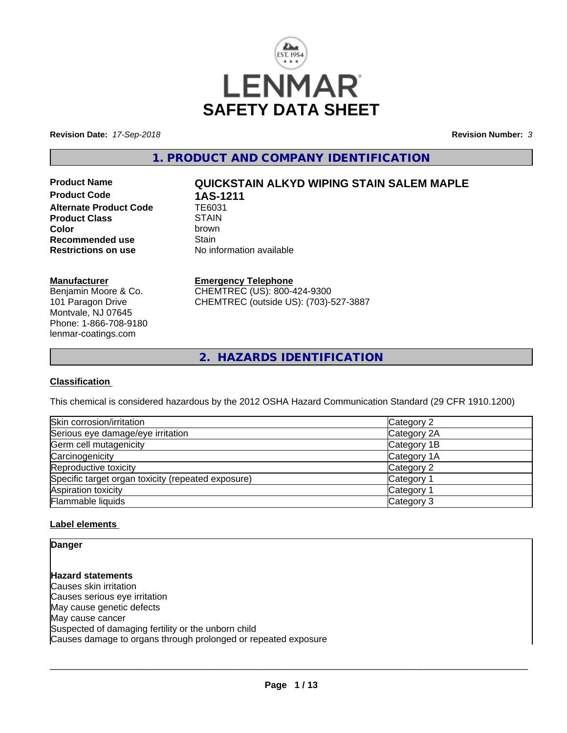# LENMAR

# SAFETY DATA SHEET

**Revision Date:** *17-Sep-2018* **Revision Number:** *3*

## 1. PRODUCT AND COMPANY IDENTIFICATION

| | |
|---|---|
| **Product Name** | **QUICKSTAIN ALKYD WIPING STAIN SALEM MAPLE** |
| **Product Code** | **1AS-1211** |
| **Alternate Product Code** | TE6031 |
| **Product Class** | STAIN |
| **Color** | brown |
| **Recommended use** | Stain |
| **Restrictions on use** | No information available |

**Manufacturer**
Benjamin Moore & Co.
101 Paragon Drive
Montvale, NJ 07645
Phone: 1-866-708-9180
lenmar-coatings.com

**Emergency Telephone**
CHEMTREC (US): 800-424-9300
CHEMTREC (outside US): (703)-527-3887

## 2. HAZARDS IDENTIFICATION

### Classification

This chemical is considered hazardous by the 2012 OSHA Hazard Communication Standard (29 CFR 1910.1200)

| | |
|---|---|
| Skin corrosion/irritation | Category 2 |
| Serious eye damage/eye irritation | Category 2A |
| Germ cell mutagenicity | Category 1B |
| Carcinogenicity | Category 1A |
| Reproductive toxicity | Category 2 |
| Specific target organ toxicity (repeated exposure) | Category 1 |
| Aspiration toxicity | Category 1 |
| Flammable liquids | Category 3 |

### Label elements

**Danger**

**Hazard statements**
Causes skin irritation
Causes serious eye irritation
May cause genetic defects
May cause cancer
Suspected of damaging fertility or the unborn child
Causes damage to organs through prolonged or repeated exposure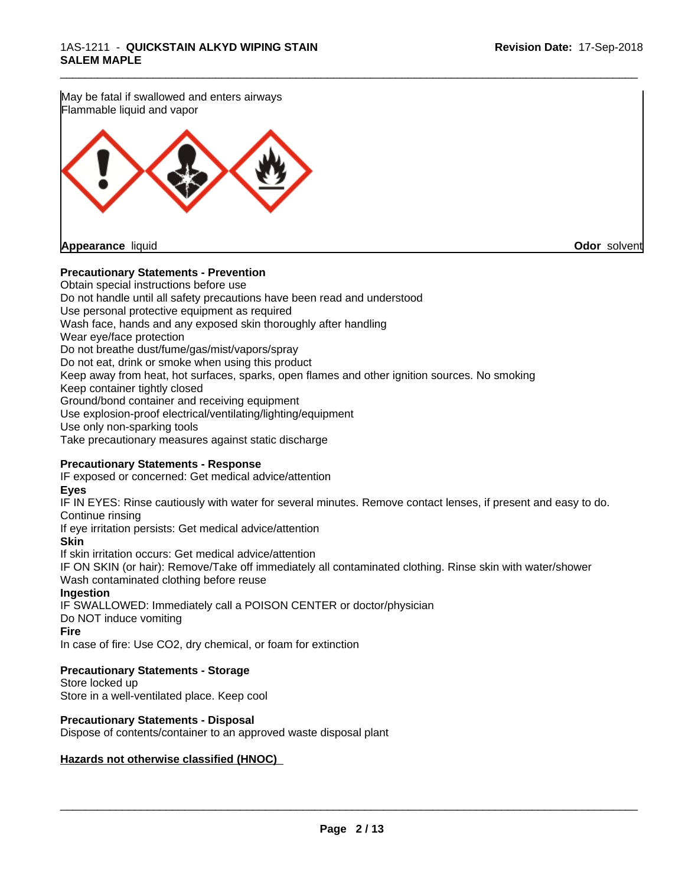May be fatal if swallowed and enters airways
Flammable liquid and vapor

**Appearance** liquid **Odor** solvent

**Precautionary Statements - Prevention**

Obtain special instructions before use
Do not handle until all safety precautions have been read and understood
Use personal protective equipment as required
Wash face, hands and any exposed skin thoroughly after handling
Wear eye/face protection
Do not breathe dust/fume/gas/mist/vapors/spray
Do not eat, drink or smoke when using this product
Keep away from heat, hot surfaces, sparks, open flames and other ignition sources. No smoking
Keep container tightly closed
Ground/bond container and receiving equipment
Use explosion-proof electrical/ventilating/lighting/equipment
Use only non-sparking tools
Take precautionary measures against static discharge

**Precautionary Statements - Response**

IF exposed or concerned: Get medical advice/attention

**Eyes**

IF IN EYES: Rinse cautiously with water for several minutes. Remove contact lenses, if present and easy to do. Continue rinsing
If eye irritation persists: Get medical advice/attention

**Skin**

If skin irritation occurs: Get medical advice/attention
IF ON SKIN (or hair): Remove/Take off immediately all contaminated clothing. Rinse skin with water/shower
Wash contaminated clothing before reuse

**Ingestion**

IF SWALLOWED: Immediately call a POISON CENTER or doctor/physician
Do NOT induce vomiting

**Fire**

In case of fire: Use $CO_2$, dry chemical, or foam for extinction

**Precautionary Statements - Storage**

Store locked up
Store in a well-ventilated place. Keep cool

**Precautionary Statements - Disposal**

Dispose of contents/container to an approved waste disposal plant

**Hazards not otherwise classified (HNOC)**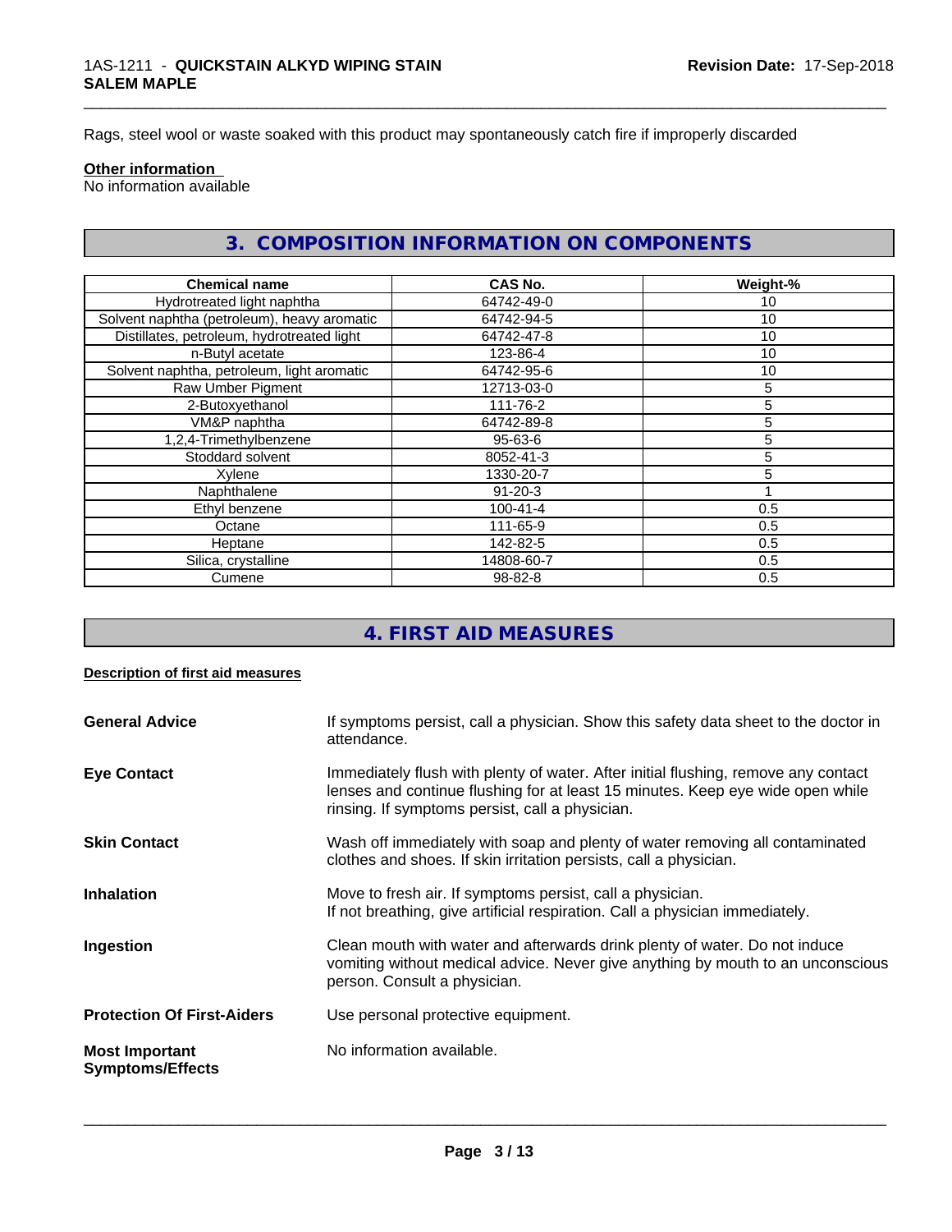Rags, steel wool or waste soaked with this product may spontaneously catch fire if improperly discarded

**Other information**

No information available

## 3. COMPOSITION INFORMATION ON COMPONENTS

| Chemical name | CAS No. | Weight-% |
|---|---|---|
| Hydrotreated light naphtha | 64742-49-0 | 10 |
| Solvent naphtha (petroleum), heavy aromatic | 64742-94-5 | 10 |
| Distillates, petroleum, hydrotreated light | 64742-47-8 | 10 |
| n-Butyl acetate | 123-86-4 | 10 |
| Solvent naphtha, petroleum, light aromatic | 64742-95-6 | 10 |
| Raw Umber Pigment | 12713-03-0 | 5 |
| 2-Butoxyethanol | 111-76-2 | 5 |
| VM&P naphtha | 64742-89-8 | 5 |
| 1,2,4-Trimethylbenzene | 95-63-6 | 5 |
| Stoddard solvent | 8052-41-3 | 5 |
| Xylene | 1330-20-7 | 5 |
| Naphthalene | 91-20-3 | 1 |
| Ethyl benzene | 100-41-4 | 0.5 |
| Octane | 111-65-9 | 0.5 |
| Heptane | 142-82-5 | 0.5 |
| Silica, crystalline | 14808-60-7 | 0.5 |
| Cumene | 98-82-8 | 0.5 |

## 4. FIRST AID MEASURES

**Description of first aid measures**

**General Advice** — If symptoms persist, call a physician. Show this safety data sheet to the doctor in attendance.

**Eye Contact** — Immediately flush with plenty of water. After initial flushing, remove any contact lenses and continue flushing for at least 15 minutes. Keep eye wide open while rinsing. If symptoms persist, call a physician.

**Skin Contact** — Wash off immediately with soap and plenty of water removing all contaminated clothes and shoes. If skin irritation persists, call a physician.

**Inhalation** — Move to fresh air. If symptoms persist, call a physician.
If not breathing, give artificial respiration. Call a physician immediately.

**Ingestion** — Clean mouth with water and afterwards drink plenty of water. Do not induce vomiting without medical advice. Never give anything by mouth to an unconscious person. Consult a physician.

**Protection Of First-Aiders** — Use personal protective equipment.

**Most Important Symptoms/Effects** — No information available.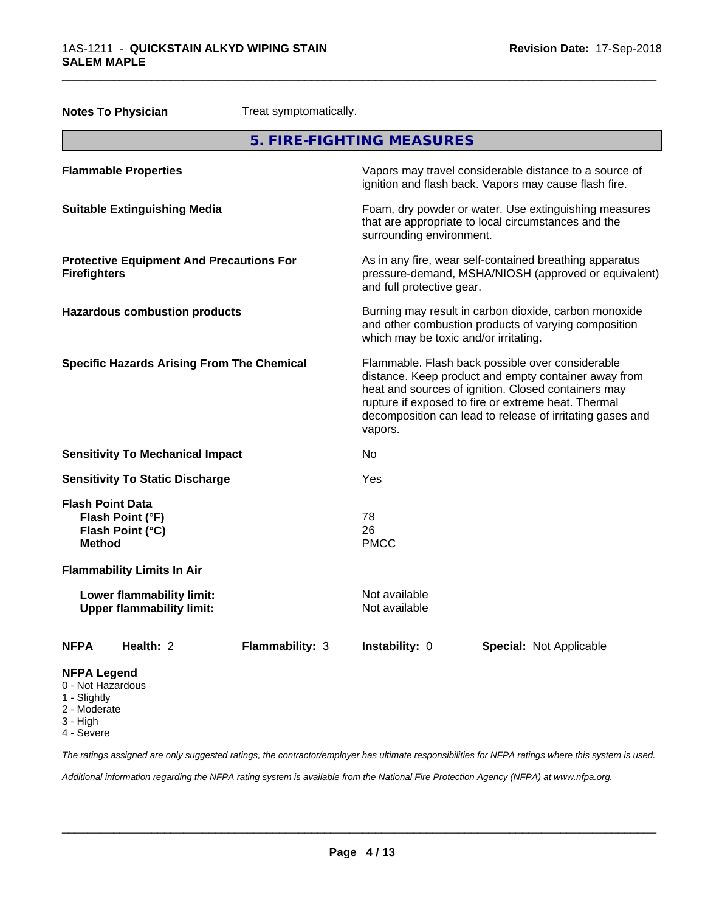**Notes To Physician** Treat symptomatically.

## 5. FIRE-FIGHTING MEASURES

| | |
|---|---|
| **Flammable Properties** | Vapors may travel considerable distance to a source of ignition and flash back. Vapors may cause flash fire. |
| **Suitable Extinguishing Media** | Foam, dry powder or water. Use extinguishing measures that are appropriate to local circumstances and the surrounding environment. |
| **Protective Equipment And Precautions For Firefighters** | As in any fire, wear self-contained breathing apparatus pressure-demand, MSHA/NIOSH (approved or equivalent) and full protective gear. |
| **Hazardous combustion products** | Burning may result in carbon dioxide, carbon monoxide and other combustion products of varying composition which may be toxic and/or irritating. |
| **Specific Hazards Arising From The Chemical** | Flammable. Flash back possible over considerable distance. Keep product and empty container away from heat and sources of ignition. Closed containers may rupture if exposed to fire or extreme heat. Thermal decomposition can lead to release of irritating gases and vapors. |
| **Sensitivity To Mechanical Impact** | No |
| **Sensitivity To Static Discharge** | Yes |

**Flash Point Data**

| | |
|---|---|
| **Flash Point (°F)** | 78 |
| **Flash Point (°C)** | 26 |
| **Method** | PMCC |

**Flammability Limits In Air**

| | |
|---|---|
| **Lower flammability limit:** | Not available |
| **Upper flammability limit:** | Not available |

| **NFPA** | **Health:** 2 | **Flammability:** 3 | **Instability:** 0 | **Special:** Not Applicable |
|---|---|---|---|---|

**NFPA Legend**
- 0 - Not Hazardous
- 1 - Slightly
- 2 - Moderate
- 3 - High
- 4 - Severe

*The ratings assigned are only suggested ratings, the contractor/employer has ultimate responsibilities for NFPA ratings where this system is used.*

*Additional information regarding the NFPA rating system is available from the National Fire Protection Agency (NFPA) at www.nfpa.org.*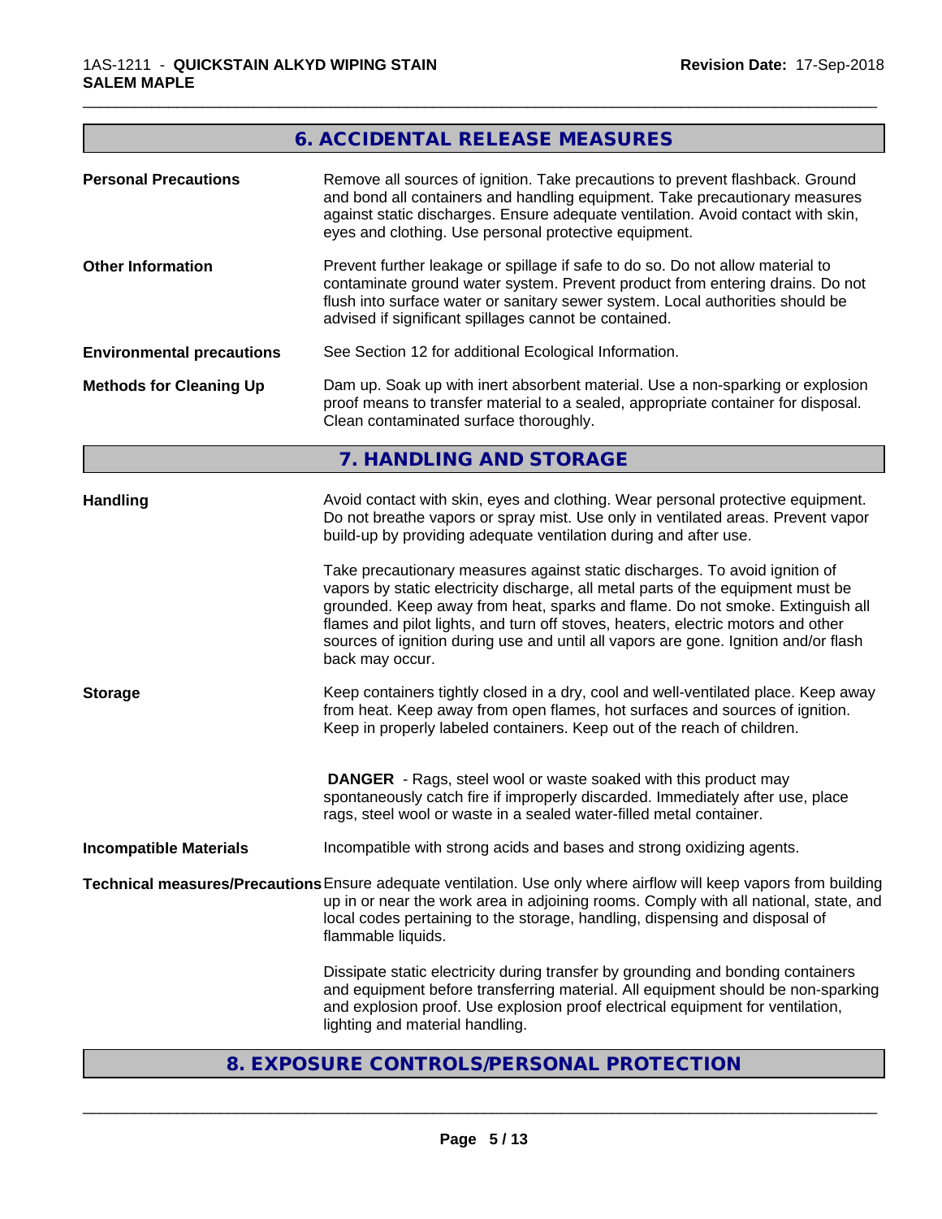## 6. ACCIDENTAL RELEASE MEASURES

**Personal Precautions**

Remove all sources of ignition. Take precautions to prevent flashback. Ground and bond all containers and handling equipment. Take precautionary measures against static discharges. Ensure adequate ventilation. Avoid contact with skin, eyes and clothing. Use personal protective equipment.

**Other Information**

Prevent further leakage or spillage if safe to do so. Do not allow material to contaminate ground water system. Prevent product from entering drains. Do not flush into surface water or sanitary sewer system. Local authorities should be advised if significant spillages cannot be contained.

**Environmental precautions**

See Section 12 for additional Ecological Information.

**Methods for Cleaning Up**

Dam up. Soak up with inert absorbent material. Use a non-sparking or explosion proof means to transfer material to a sealed, appropriate container for disposal. Clean contaminated surface thoroughly.

## 7. HANDLING AND STORAGE

**Handling**

Avoid contact with skin, eyes and clothing. Wear personal protective equipment. Do not breathe vapors or spray mist. Use only in ventilated areas. Prevent vapor build-up by providing adequate ventilation during and after use.

Take precautionary measures against static discharges. To avoid ignition of vapors by static electricity discharge, all metal parts of the equipment must be grounded. Keep away from heat, sparks and flame. Do not smoke. Extinguish all flames and pilot lights, and turn off stoves, heaters, electric motors and other sources of ignition during use and until all vapors are gone. Ignition and/or flash back may occur.

**Storage**

Keep containers tightly closed in a dry, cool and well-ventilated place. Keep away from heat. Keep away from open flames, hot surfaces and sources of ignition. Keep in properly labeled containers. Keep out of the reach of children.

**DANGER** - Rags, steel wool or waste soaked with this product may spontaneously catch fire if improperly discarded. Immediately after use, place rags, steel wool or waste in a sealed water-filled metal container.

**Incompatible Materials**

Incompatible with strong acids and bases and strong oxidizing agents.

**Technical measures/Precautions**

Ensure adequate ventilation. Use only where airflow will keep vapors from building up in or near the work area in adjoining rooms. Comply with all national, state, and local codes pertaining to the storage, handling, dispensing and disposal of flammable liquids.

Dissipate static electricity during transfer by grounding and bonding containers and equipment before transferring material. All equipment should be non-sparking and explosion proof. Use explosion proof electrical equipment for ventilation, lighting and material handling.

## 8. EXPOSURE CONTROLS/PERSONAL PROTECTION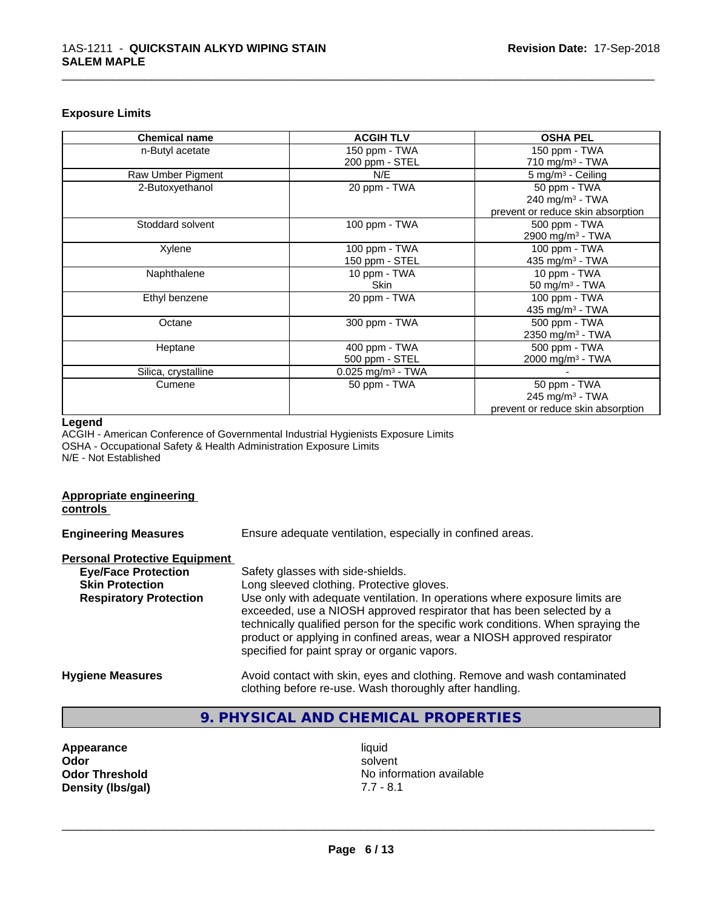### Exposure Limits

| Chemical name | ACGIH TLV | OSHA PEL |
|---|---|---|
| n-Butyl acetate | 150 ppm - TWA<br>200 ppm - STEL | 150 ppm - TWA<br>710 mg/m³ - TWA |
| Raw Umber Pigment | N/E | 5 mg/m³ - Ceiling |
| 2-Butoxyethanol | 20 ppm - TWA | 50 ppm - TWA<br>240 mg/m³ - TWA<br>prevent or reduce skin absorption |
| Stoddard solvent | 100 ppm - TWA | 500 ppm - TWA<br>2900 mg/m³ - TWA |
| Xylene | 100 ppm - TWA<br>150 ppm - STEL | 100 ppm - TWA<br>435 mg/m³ - TWA |
| Naphthalene | 10 ppm - TWA<br>Skin | 10 ppm - TWA<br>50 mg/m³ - TWA |
| Ethyl benzene | 20 ppm - TWA | 100 ppm - TWA<br>435 mg/m³ - TWA |
| Octane | 300 ppm - TWA | 500 ppm - TWA<br>2350 mg/m³ - TWA |
| Heptane | 400 ppm - TWA<br>500 ppm - STEL | 500 ppm - TWA<br>2000 mg/m³ - TWA |
| Silica, crystalline | 0.025 mg/m³ - TWA | - |
| Cumene | 50 ppm - TWA | 50 ppm - TWA<br>245 mg/m³ - TWA<br>prevent or reduce skin absorption |

**Legend**

ACGIH - American Conference of Governmental Industrial Hygienists Exposure Limits
OSHA - Occupational Safety & Health Administration Exposure Limits
N/E - Not Established

**Appropriate engineering controls**

**Engineering Measures** Ensure adequate ventilation, especially in confined areas.

**Personal Protective Equipment**

**Eye/Face Protection** Safety glasses with side-shields.

**Skin Protection** Long sleeved clothing. Protective gloves.

**Respiratory Protection** Use only with adequate ventilation. In operations where exposure limits are exceeded, use a NIOSH approved respirator that has been selected by a technically qualified person for the specific work conditions. When spraying the product or applying in confined areas, wear a NIOSH approved respirator specified for paint spray or organic vapors.

**Hygiene Measures** Avoid contact with skin, eyes and clothing. Remove and wash contaminated clothing before re-use. Wash thoroughly after handling.

## 9. PHYSICAL AND CHEMICAL PROPERTIES

**Appearance** liquid
**Odor** solvent
**Odor Threshold** No information available
**Density (lbs/gal)** 7.7 - 8.1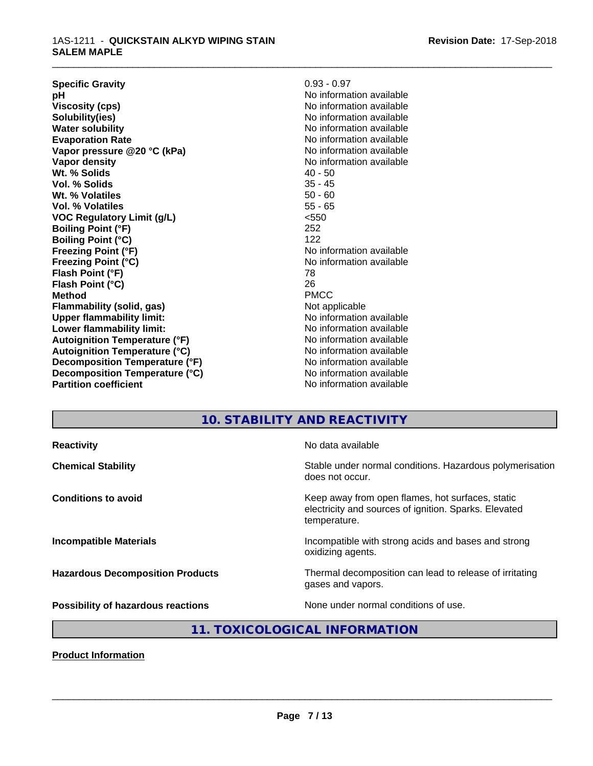| | |
|---|---|
| **Specific Gravity** | 0.93 - 0.97 |
| **pH** | No information available |
| **Viscosity (cps)** | No information available |
| **Solubility(ies)** | No information available |
| **Water solubility** | No information available |
| **Evaporation Rate** | No information available |
| **Vapor pressure @20 °C (kPa)** | No information available |
| **Vapor density** | No information available |
| **Wt. % Solids** | 40 - 50 |
| **Vol. % Solids** | 35 - 45 |
| **Wt. % Volatiles** | 50 - 60 |
| **Vol. % Volatiles** | 55 - 65 |
| **VOC Regulatory Limit (g/L)** | <550 |
| **Boiling Point (°F)** | 252 |
| **Boiling Point (°C)** | 122 |
| **Freezing Point (°F)** | No information available |
| **Freezing Point (°C)** | No information available |
| **Flash Point (°F)** | 78 |
| **Flash Point (°C)** | 26 |
| **Method** | PMCC |
| **Flammability (solid, gas)** | Not applicable |
| **Upper flammability limit:** | No information available |
| **Lower flammability limit:** | No information available |
| **Autoignition Temperature (°F)** | No information available |
| **Autoignition Temperature (°C)** | No information available |
| **Decomposition Temperature (°F)** | No information available |
| **Decomposition Temperature (°C)** | No information available |
| **Partition coefficient** | No information available |

## 10. STABILITY AND REACTIVITY

| | |
|---|---|
| **Reactivity** | No data available |
| **Chemical Stability** | Stable under normal conditions. Hazardous polymerisation does not occur. |
| **Conditions to avoid** | Keep away from open flames, hot surfaces, static electricity and sources of ignition. Sparks. Elevated temperature. |
| **Incompatible Materials** | Incompatible with strong acids and bases and strong oxidizing agents. |
| **Hazardous Decomposition Products** | Thermal decomposition can lead to release of irritating gases and vapors. |
| **Possibility of hazardous reactions** | None under normal conditions of use. |

## 11. TOXICOLOGICAL INFORMATION

**Product Information**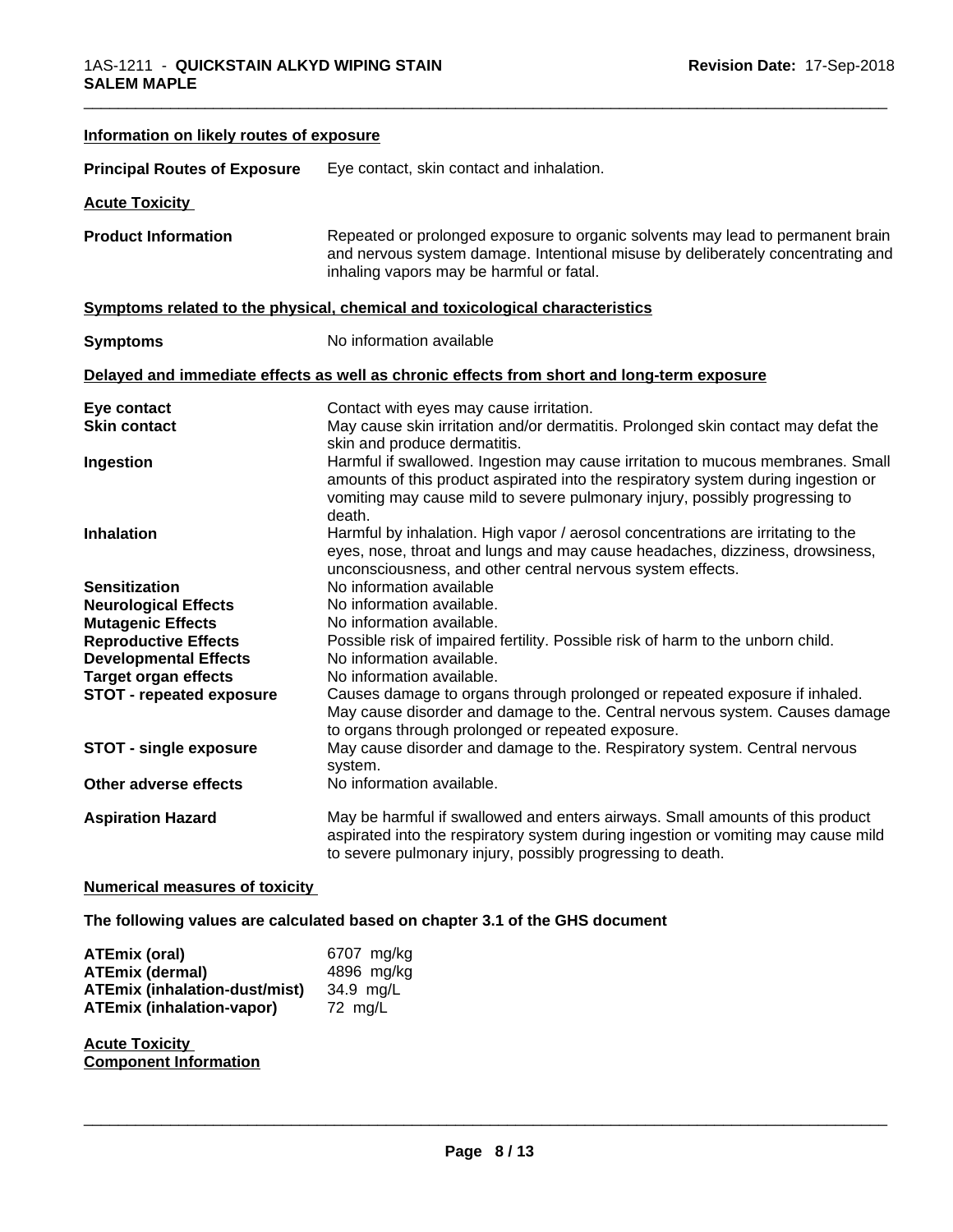### Information on likely routes of exposure

**Principal Routes of Exposure** Eye contact, skin contact and inhalation.

### Acute Toxicity

**Product Information** Repeated or prolonged exposure to organic solvents may lead to permanent brain and nervous system damage. Intentional misuse by deliberately concentrating and inhaling vapors may be harmful or fatal.

### Symptoms related to the physical, chemical and toxicological characteristics

**Symptoms** No information available

### Delayed and immediate effects as well as chronic effects from short and long-term exposure

| | |
|---|---|
| **Eye contact** | Contact with eyes may cause irritation. |
| **Skin contact** | May cause skin irritation and/or dermatitis. Prolonged skin contact may defat the skin and produce dermatitis. |
| **Ingestion** | Harmful if swallowed. Ingestion may cause irritation to mucous membranes. Small amounts of this product aspirated into the respiratory system during ingestion or vomiting may cause mild to severe pulmonary injury, possibly progressing to death. |
| **Inhalation** | Harmful by inhalation. High vapor / aerosol concentrations are irritating to the eyes, nose, throat and lungs and may cause headaches, dizziness, drowsiness, unconsciousness, and other central nervous system effects. |
| **Sensitization** | No information available |
| **Neurological Effects** | No information available. |
| **Mutagenic Effects** | No information available. |
| **Reproductive Effects** | Possible risk of impaired fertility. Possible risk of harm to the unborn child. |
| **Developmental Effects** | No information available. |
| **Target organ effects** | No information available. |
| **STOT - repeated exposure** | Causes damage to organs through prolonged or repeated exposure if inhaled. May cause disorder and damage to the. Central nervous system. Causes damage to organs through prolonged or repeated exposure. |
| **STOT - single exposure** | May cause disorder and damage to the. Respiratory system. Central nervous system. |
| **Other adverse effects** | No information available. |
| **Aspiration Hazard** | May be harmful if swallowed and enters airways. Small amounts of this product aspirated into the respiratory system during ingestion or vomiting may cause mild to severe pulmonary injury, possibly progressing to death. |

### Numerical measures of toxicity

**The following values are calculated based on chapter 3.1 of the GHS document**

| | |
|---|---|
| **ATEmix (oral)** | 6707 mg/kg |
| **ATEmix (dermal)** | 4896 mg/kg |
| **ATEmix (inhalation-dust/mist)** | 34.9 mg/L |
| **ATEmix (inhalation-vapor)** | 72 mg/L |

### Acute Toxicity
### Component Information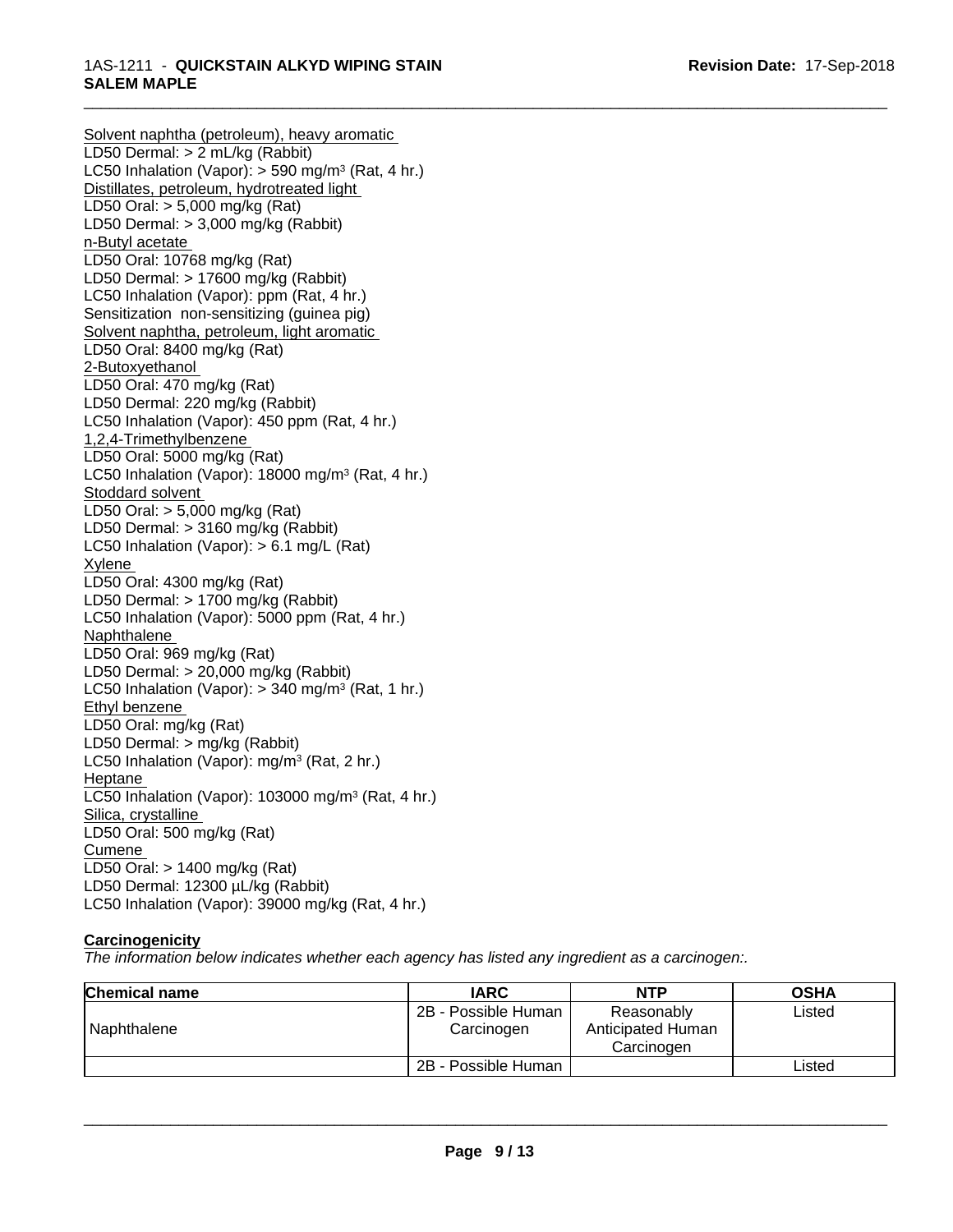Solvent naphtha (petroleum), heavy aromatic
LD50 Dermal: > 2 mL/kg (Rabbit)
LC50 Inhalation (Vapor): > 590 mg/m$^3$ (Rat, 4 hr.)
Distillates, petroleum, hydrotreated light
LD50 Oral: > 5,000 mg/kg (Rat)
LD50 Dermal: > 3,000 mg/kg (Rabbit)
n-Butyl acetate
LD50 Oral: 10768 mg/kg (Rat)
LD50 Dermal: > 17600 mg/kg (Rabbit)
LC50 Inhalation (Vapor): ppm (Rat, 4 hr.)
Sensitization non-sensitizing (guinea pig)
Solvent naphtha, petroleum, light aromatic
LD50 Oral: 8400 mg/kg (Rat)
2-Butoxyethanol
LD50 Oral: 470 mg/kg (Rat)
LD50 Dermal: 220 mg/kg (Rabbit)
LC50 Inhalation (Vapor): 450 ppm (Rat, 4 hr.)
1,2,4-Trimethylbenzene
LD50 Oral: 5000 mg/kg (Rat)
LC50 Inhalation (Vapor): 18000 mg/m$^3$ (Rat, 4 hr.)
Stoddard solvent
LD50 Oral: > 5,000 mg/kg (Rat)
LD50 Dermal: > 3160 mg/kg (Rabbit)
LC50 Inhalation (Vapor): > 6.1 mg/L (Rat)
Xylene
LD50 Oral: 4300 mg/kg (Rat)
LD50 Dermal: > 1700 mg/kg (Rabbit)
LC50 Inhalation (Vapor): 5000 ppm (Rat, 4 hr.)
Naphthalene
LD50 Oral: 969 mg/kg (Rat)
LD50 Dermal: > 20,000 mg/kg (Rabbit)
LC50 Inhalation (Vapor): > 340 mg/m$^3$ (Rat, 1 hr.)
Ethyl benzene
LD50 Oral: mg/kg (Rat)
LD50 Dermal: > mg/kg (Rabbit)
LC50 Inhalation (Vapor): mg/m$^3$ (Rat, 2 hr.)
Heptane
LC50 Inhalation (Vapor): 103000 mg/m$^3$ (Rat, 4 hr.)
Silica, crystalline
LD50 Oral: 500 mg/kg (Rat)
Cumene
LD50 Oral: > 1400 mg/kg (Rat)
LD50 Dermal: 12300 µL/kg (Rabbit)
LC50 Inhalation (Vapor): 39000 mg/kg (Rat, 4 hr.)

**Carcinogenicity**

*The information below indicates whether each agency has listed any ingredient as a carcinogen:.*

| Chemical name | IARC | NTP | OSHA |
|---|---|---|---|
| Naphthalene | 2B - Possible Human Carcinogen | Reasonably Anticipated Human Carcinogen | Listed |
| | 2B - Possible Human | | Listed |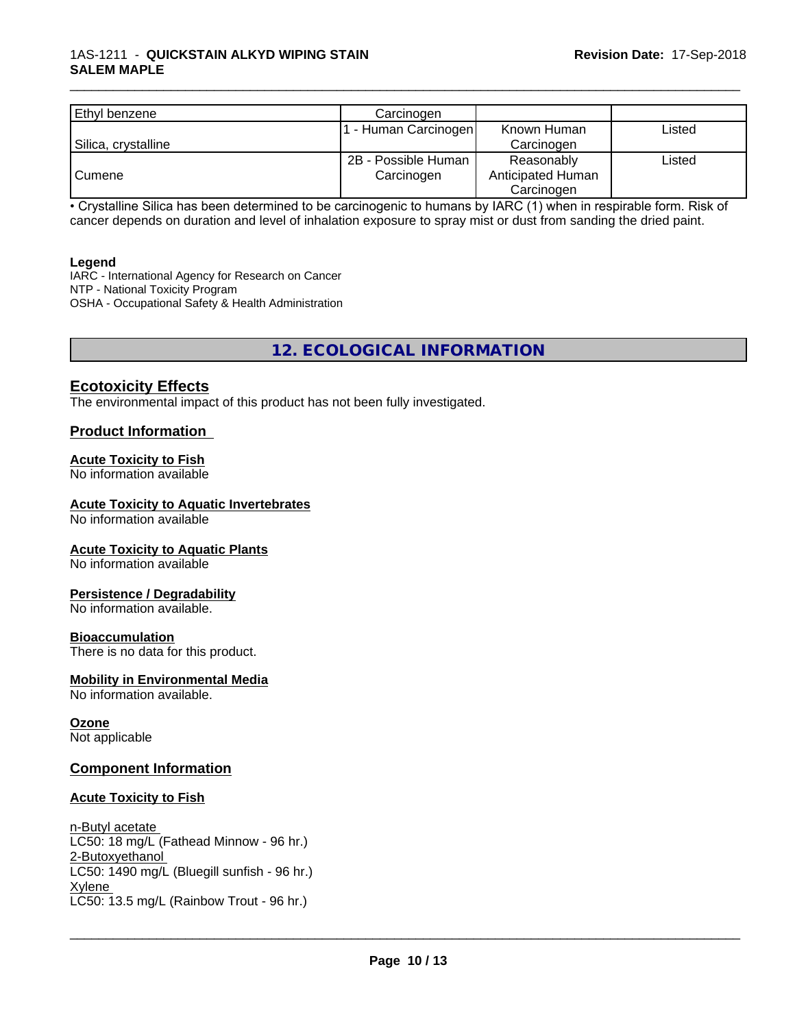| Ethyl benzene | Carcinogen | | |
|---|---|---|---|
| Silica, crystalline | 1 - Human Carcinogen | Known Human Carcinogen | Listed |
| Cumene | 2B - Possible Human Carcinogen | Reasonably Anticipated Human Carcinogen | Listed |

• Crystalline Silica has been determined to be carcinogenic to humans by IARC (1) when in respirable form. Risk of cancer depends on duration and level of inhalation exposure to spray mist or dust from sanding the dried paint.

**Legend**
IARC - International Agency for Research on Cancer
NTP - National Toxicity Program
OSHA - Occupational Safety & Health Administration

## 12. ECOLOGICAL INFORMATION

### Ecotoxicity Effects

The environmental impact of this product has not been fully investigated.

### Product Information

**Acute Toxicity to Fish**
No information available

**Acute Toxicity to Aquatic Invertebrates**
No information available

**Acute Toxicity to Aquatic Plants**
No information available

**Persistence / Degradability**
No information available.

**Bioaccumulation**
There is no data for this product.

**Mobility in Environmental Media**
No information available.

**Ozone**
Not applicable

### Component Information

**Acute Toxicity to Fish**

n-Butyl acetate
LC50: 18 mg/L (Fathead Minnow - 96 hr.)
2-Butoxyethanol
LC50: 1490 mg/L (Bluegill sunfish - 96 hr.)
Xylene
LC50: 13.5 mg/L (Rainbow Trout - 96 hr.)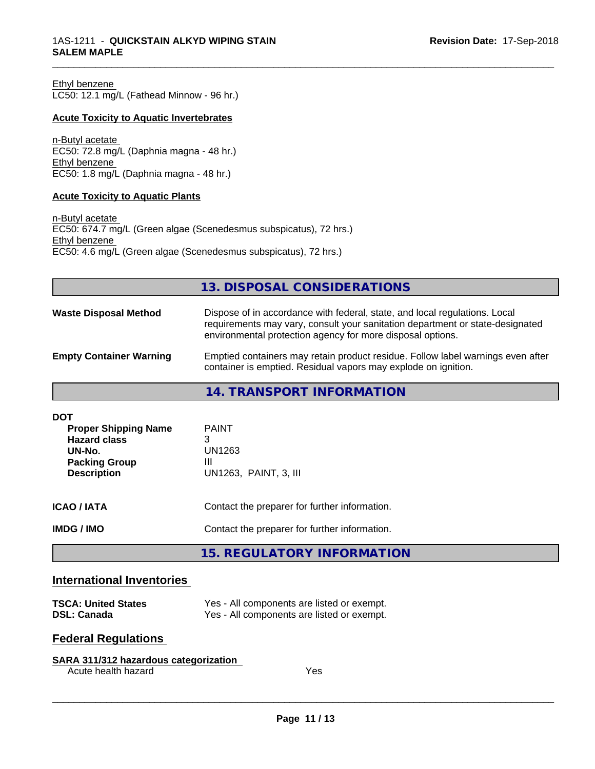Ethyl benzene
LC50: 12.1 mg/L (Fathead Minnow - 96 hr.)

**Acute Toxicity to Aquatic Invertebrates**

n-Butyl acetate
EC50: 72.8 mg/L (Daphnia magna - 48 hr.)
Ethyl benzene
EC50: 1.8 mg/L (Daphnia magna - 48 hr.)

**Acute Toxicity to Aquatic Plants**

n-Butyl acetate
EC50: 674.7 mg/L (Green algae (Scenedesmus subspicatus), 72 hrs.)
Ethyl benzene
EC50: 4.6 mg/L (Green algae (Scenedesmus subspicatus), 72 hrs.)

## 13. DISPOSAL CONSIDERATIONS

**Waste Disposal Method** — Dispose of in accordance with federal, state, and local regulations. Local requirements may vary, consult your sanitation department or state-designated environmental protection agency for more disposal options.

**Empty Container Warning** — Emptied containers may retain product residue. Follow label warnings even after container is emptied. Residual vapors may explode on ignition.

## 14. TRANSPORT INFORMATION

**DOT**

| | |
|---|---|
| **Proper Shipping Name** | PAINT |
| **Hazard class** | 3 |
| **UN-No.** | UN1263 |
| **Packing Group** | III |
| **Description** | UN1263, PAINT, 3, III |

**ICAO / IATA** — Contact the preparer for further information.

**IMDG / IMO** — Contact the preparer for further information.

## 15. REGULATORY INFORMATION

### International Inventories

| | |
|---|---|
| **TSCA: United States** | Yes - All components are listed or exempt. |
| **DSL: Canada** | Yes - All components are listed or exempt. |

### Federal Regulations

**SARA 311/312 hazardous categorization**

| | |
|---|---|
| Acute health hazard | Yes |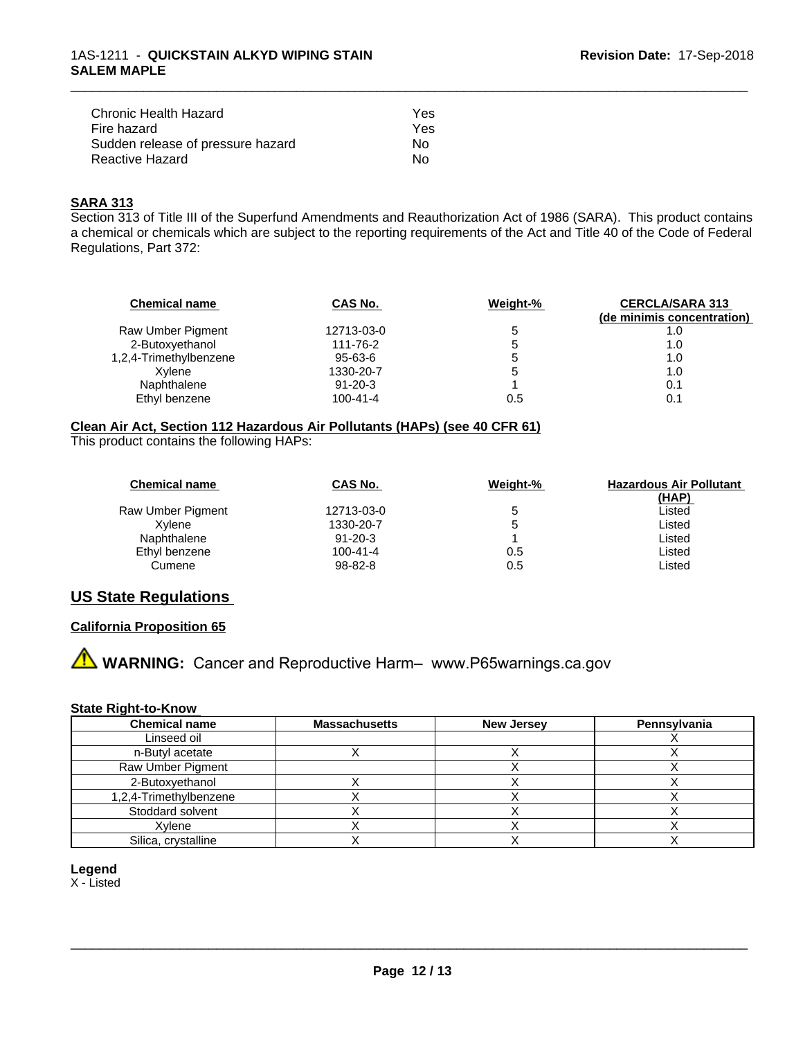| | |
|---|---|
| Chronic Health Hazard | Yes |
| Fire hazard | Yes |
| Sudden release of pressure hazard | No |
| Reactive Hazard | No |

**SARA 313**

Section 313 of Title III of the Superfund Amendments and Reauthorization Act of 1986 (SARA). This product contains a chemical or chemicals which are subject to the reporting requirements of the Act and Title 40 of the Code of Federal Regulations, Part 372:

| Chemical name | CAS No. | Weight-% | CERCLA/SARA 313 (de minimis concentration) |
|---|---|---|---|
| Raw Umber Pigment | 12713-03-0 | 5 | 1.0 |
| 2-Butoxyethanol | 111-76-2 | 5 | 1.0 |
| 1,2,4-Trimethylbenzene | 95-63-6 | 5 | 1.0 |
| Xylene | 1330-20-7 | 5 | 1.0 |
| Naphthalene | 91-20-3 | 1 | 0.1 |
| Ethyl benzene | 100-41-4 | 0.5 | 0.1 |

**Clean Air Act, Section 112 Hazardous Air Pollutants (HAPs) (see 40 CFR 61)**

This product contains the following HAPs:

| Chemical name | CAS No. | Weight-% | Hazardous Air Pollutant (HAP) |
|---|---|---|---|
| Raw Umber Pigment | 12713-03-0 | 5 | Listed |
| Xylene | 1330-20-7 | 5 | Listed |
| Naphthalene | 91-20-3 | 1 | Listed |
| Ethyl benzene | 100-41-4 | 0.5 | Listed |
| Cumene | 98-82-8 | 0.5 | Listed |

## US State Regulations

**California Proposition 65**

⚠ **WARNING:** Cancer and Reproductive Harm– www.P65warnings.ca.gov

**State Right-to-Know**

| Chemical name | Massachusetts | New Jersey | Pennsylvania |
|---|---|---|---|
| Linseed oil | | | X |
| n-Butyl acetate | X | X | X |
| Raw Umber Pigment | | X | X |
| 2-Butoxyethanol | X | X | X |
| 1,2,4-Trimethylbenzene | X | X | X |
| Stoddard solvent | X | X | X |
| Xylene | X | X | X |
| Silica, crystalline | X | X | X |

**Legend**

X - Listed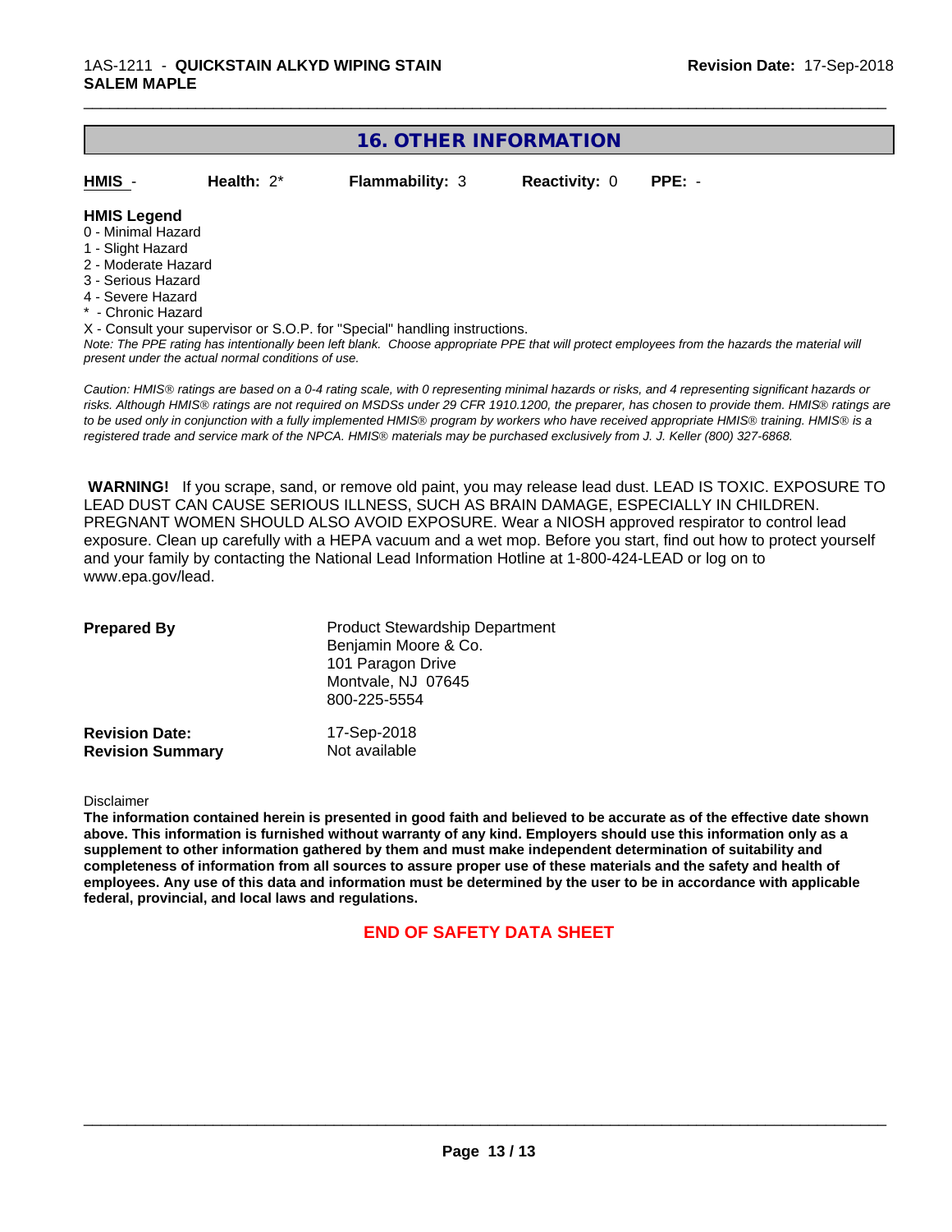## 16. OTHER INFORMATION

| | | | | |
|---|---|---|---|---|
| **HMIS** - | **Health:** 2* | **Flammability:** 3 | **Reactivity:** 0 | **PPE:** - |

**HMIS Legend**
0 - Minimal Hazard
1 - Slight Hazard
2 - Moderate Hazard
3 - Serious Hazard
4 - Severe Hazard
* - Chronic Hazard
X - Consult your supervisor or S.O.P. for "Special" handling instructions.

*Note: The PPE rating has intentionally been left blank. Choose appropriate PPE that will protect employees from the hazards the material will present under the actual normal conditions of use.*

*Caution: HMIS® ratings are based on a 0-4 rating scale, with 0 representing minimal hazards or risks, and 4 representing significant hazards or risks. Although HMIS® ratings are not required on MSDSs under 29 CFR 1910.1200, the preparer, has chosen to provide them. HMIS® ratings are to be used only in conjunction with a fully implemented HMIS® program by workers who have received appropriate HMIS® training. HMIS® is a registered trade and service mark of the NPCA. HMIS® materials may be purchased exclusively from J. J. Keller (800) 327-6868.*

**WARNING!** If you scrape, sand, or remove old paint, you may release lead dust. LEAD IS TOXIC. EXPOSURE TO LEAD DUST CAN CAUSE SERIOUS ILLNESS, SUCH AS BRAIN DAMAGE, ESPECIALLY IN CHILDREN. PREGNANT WOMEN SHOULD ALSO AVOID EXPOSURE. Wear a NIOSH approved respirator to control lead exposure. Clean up carefully with a HEPA vacuum and a wet mop. Before you start, find out how to protect yourself and your family by contacting the National Lead Information Hotline at 1-800-424-LEAD or log on to www.epa.gov/lead.

| | |
|---|---|
| **Prepared By** | Product Stewardship Department<br>Benjamin Moore & Co.<br>101 Paragon Drive<br>Montvale, NJ 07645<br>800-225-5554 |
| **Revision Date:** | 17-Sep-2018 |
| **Revision Summary** | Not available |

Disclaimer

**The information contained herein is presented in good faith and believed to be accurate as of the effective date shown above. This information is furnished without warranty of any kind. Employers should use this information only as a supplement to other information gathered by them and must make independent determination of suitability and completeness of information from all sources to assure proper use of these materials and the safety and health of employees. Any use of this data and information must be determined by the user to be in accordance with applicable federal, provincial, and local laws and regulations.**

**END OF SAFETY DATA SHEET**